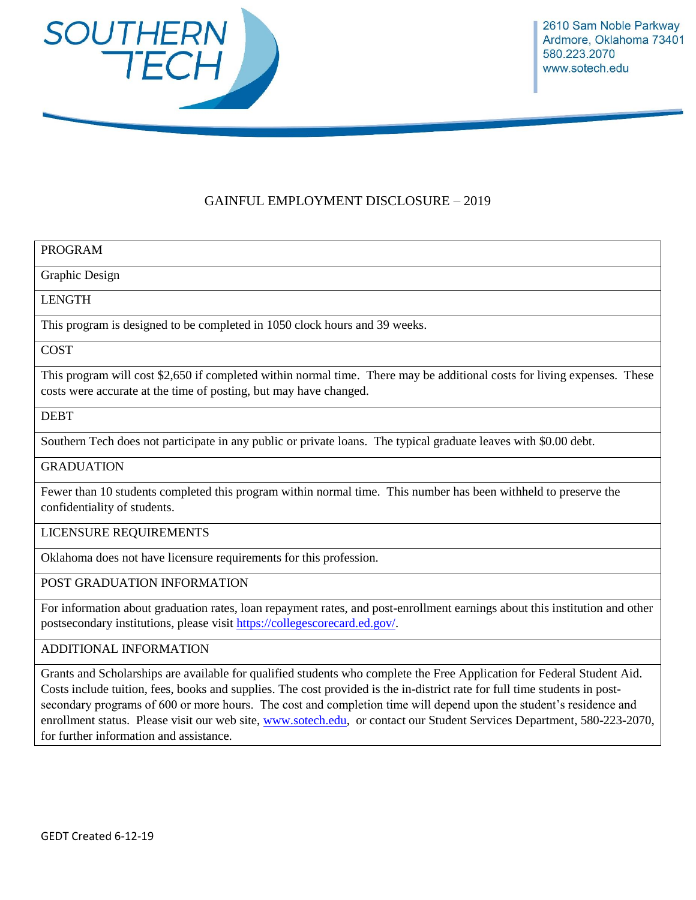SOUTHERN TECH

2610 Sam Noble Parkway
Ardmore, Oklahoma 73401
580.223.2070
www.sotech.edu

# GAINFUL EMPLOYMENT DISCLOSURE – 2019

| PROGRAM |
| --- |
| Graphic Design |
| LENGTH |
| This program is designed to be completed in 1050 clock hours and 39 weeks. |
| COST |
| This program will cost $2,650 if completed within normal time. There may be additional costs for living expenses. These costs were accurate at the time of posting, but may have changed. |
| DEBT |
| Southern Tech does not participate in any public or private loans. The typical graduate leaves with $0.00 debt. |
| GRADUATION |
| Fewer than 10 students completed this program within normal time. This number has been withheld to preserve the confidentiality of students. |
| LICENSURE REQUIREMENTS |
| Oklahoma does not have licensure requirements for this profession. |
| POST GRADUATION INFORMATION |
| For information about graduation rates, loan repayment rates, and post-enrollment earnings about this institution and other postsecondary institutions, please visit https://collegescorecard.ed.gov/. |
| ADDITIONAL INFORMATION |
| Grants and Scholarships are available for qualified students who complete the Free Application for Federal Student Aid. Costs include tuition, fees, books and supplies. The cost provided is the in-district rate for full time students in post-secondary programs of 600 or more hours. The cost and completion time will depend upon the student's residence and enrollment status. Please visit our web site, www.sotech.edu, or contact our Student Services Department, 580-223-2070, for further information and assistance. |

GEDT Created 6-12-19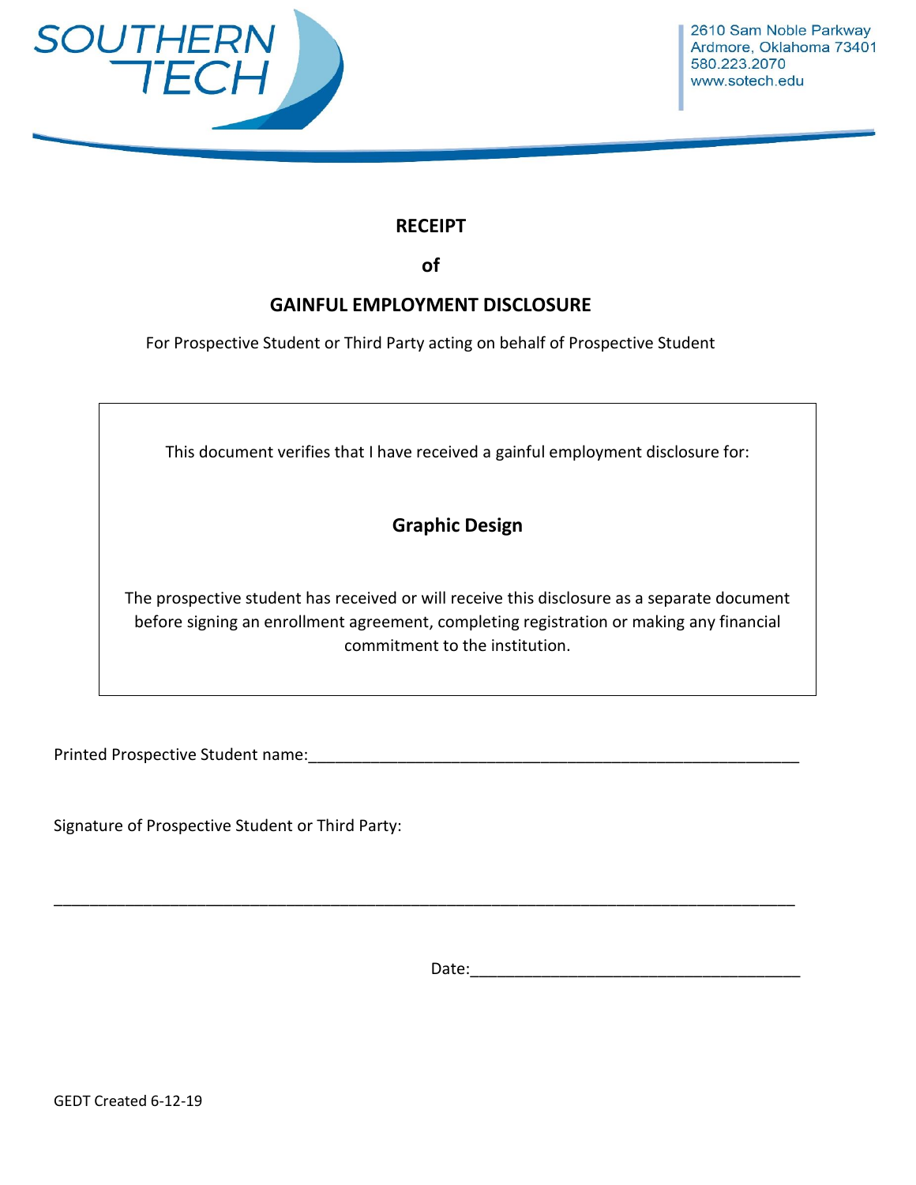SOUTHERN TECH

2610 Sam Noble Parkway
Ardmore, Oklahoma 73401
580.223.2070
www.sotech.edu

# RECEIPT

# of

# GAINFUL EMPLOYMENT DISCLOSURE

For Prospective Student or Third Party acting on behalf of Prospective Student

This document verifies that I have received a gainful employment disclosure for:

**Graphic Design**

The prospective student has received or will receive this disclosure as a separate document before signing an enrollment agreement, completing registration or making any financial commitment to the institution.

Printed Prospective Student name:_______________________________________________________

Signature of Prospective Student or Third Party:

_____________________________________________________________________________________

Date:_____________________________________

GEDT Created 6-12-19